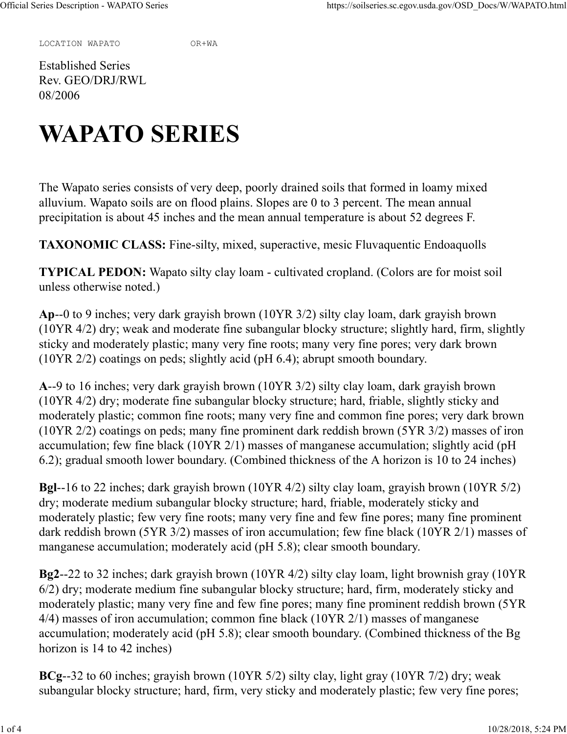LOCATION WAPATO OR+WA

Established Series
Rev. GEO/DRJ/RWL
08/2006

# WAPATO SERIES

The Wapato series consists of very deep, poorly drained soils that formed in loamy mixed alluvium. Wapato soils are on flood plains. Slopes are 0 to 3 percent. The mean annual precipitation is about 45 inches and the mean annual temperature is about 52 degrees F.

**TAXONOMIC CLASS:** Fine-silty, mixed, superactive, mesic Fluvaquentic Endoaquolls

**TYPICAL PEDON:** Wapato silty clay loam - cultivated cropland. (Colors are for moist soil unless otherwise noted.)

**Ap**--0 to 9 inches; very dark grayish brown (10YR 3/2) silty clay loam, dark grayish brown (10YR 4/2) dry; weak and moderate fine subangular blocky structure; slightly hard, firm, slightly sticky and moderately plastic; many very fine roots; many very fine pores; very dark brown (10YR 2/2) coatings on peds; slightly acid (pH 6.4); abrupt smooth boundary.

**A**--9 to 16 inches; very dark grayish brown (10YR 3/2) silty clay loam, dark grayish brown (10YR 4/2) dry; moderate fine subangular blocky structure; hard, friable, slightly sticky and moderately plastic; common fine roots; many very fine and common fine pores; very dark brown (10YR 2/2) coatings on peds; many fine prominent dark reddish brown (5YR 3/2) masses of iron accumulation; few fine black (10YR 2/1) masses of manganese accumulation; slightly acid (pH 6.2); gradual smooth lower boundary. (Combined thickness of the A horizon is 10 to 24 inches)

**Bgl**--16 to 22 inches; dark grayish brown (10YR 4/2) silty clay loam, grayish brown (10YR 5/2) dry; moderate medium subangular blocky structure; hard, friable, moderately sticky and moderately plastic; few very fine roots; many very fine and few fine pores; many fine prominent dark reddish brown (5YR 3/2) masses of iron accumulation; few fine black (10YR 2/1) masses of manganese accumulation; moderately acid (pH 5.8); clear smooth boundary.

**Bg2**--22 to 32 inches; dark grayish brown (10YR 4/2) silty clay loam, light brownish gray (10YR 6/2) dry; moderate medium fine subangular blocky structure; hard, firm, moderately sticky and moderately plastic; many very fine and few fine pores; many fine prominent reddish brown (5YR 4/4) masses of iron accumulation; common fine black (10YR 2/1) masses of manganese accumulation; moderately acid (pH 5.8); clear smooth boundary. (Combined thickness of the Bg horizon is 14 to 42 inches)

**BCg**--32 to 60 inches; grayish brown (10YR 5/2) silty clay, light gray (10YR 7/2) dry; weak subangular blocky structure; hard, firm, very sticky and moderately plastic; few very fine pores;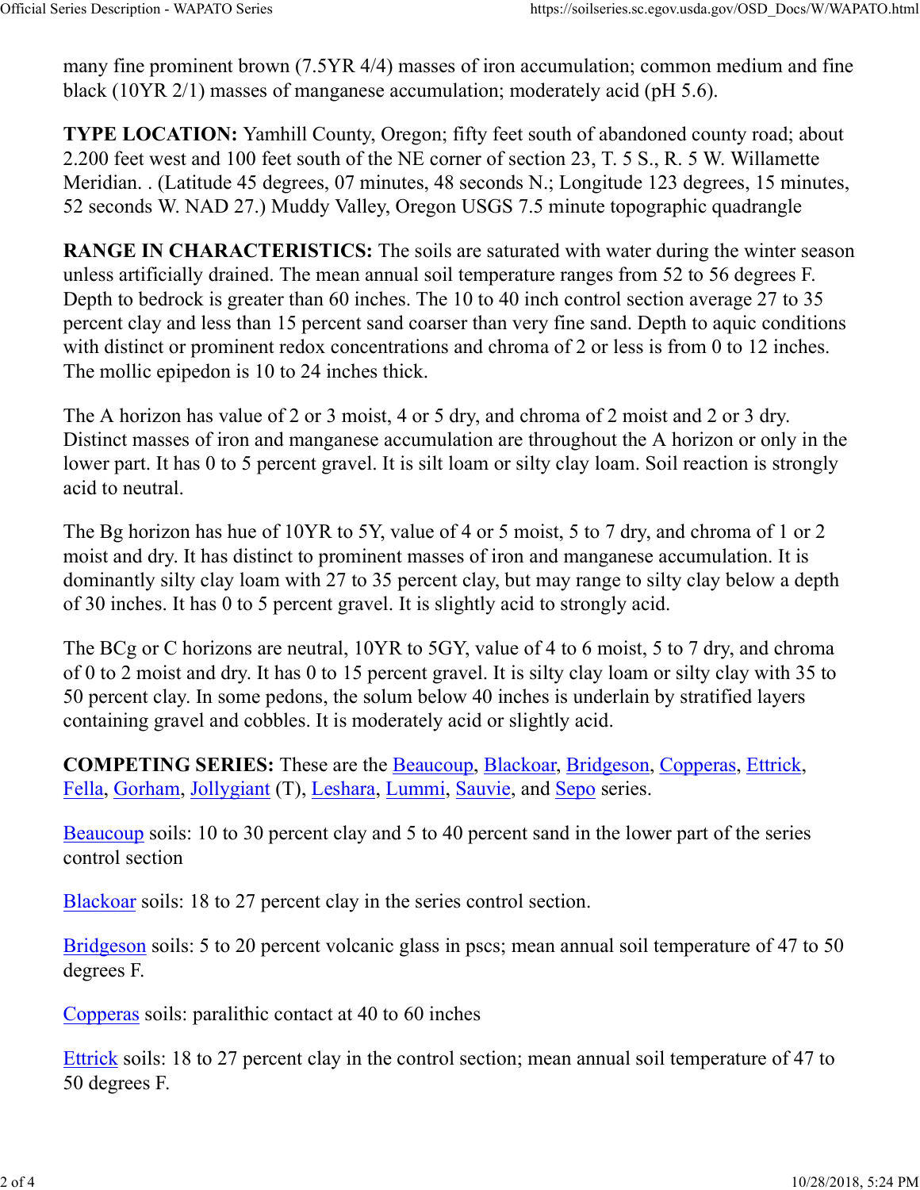many fine prominent brown (7.5YR 4/4) masses of iron accumulation; common medium and fine black (10YR 2/1) masses of manganese accumulation; moderately acid (pH 5.6).

**TYPE LOCATION:** Yamhill County, Oregon; fifty feet south of abandoned county road; about 2.200 feet west and 100 feet south of the NE corner of section 23, T. 5 S., R. 5 W. Willamette Meridian. . (Latitude 45 degrees, 07 minutes, 48 seconds N.; Longitude 123 degrees, 15 minutes, 52 seconds W. NAD 27.) Muddy Valley, Oregon USGS 7.5 minute topographic quadrangle

**RANGE IN CHARACTERISTICS:** The soils are saturated with water during the winter season unless artificially drained. The mean annual soil temperature ranges from 52 to 56 degrees F. Depth to bedrock is greater than 60 inches. The 10 to 40 inch control section average 27 to 35 percent clay and less than 15 percent sand coarser than very fine sand. Depth to aquic conditions with distinct or prominent redox concentrations and chroma of 2 or less is from 0 to 12 inches. The mollic epipedon is 10 to 24 inches thick.

The A horizon has value of 2 or 3 moist, 4 or 5 dry, and chroma of 2 moist and 2 or 3 dry. Distinct masses of iron and manganese accumulation are throughout the A horizon or only in the lower part. It has 0 to 5 percent gravel. It is silt loam or silty clay loam. Soil reaction is strongly acid to neutral.

The Bg horizon has hue of 10YR to 5Y, value of 4 or 5 moist, 5 to 7 dry, and chroma of 1 or 2 moist and dry. It has distinct to prominent masses of iron and manganese accumulation. It is dominantly silty clay loam with 27 to 35 percent clay, but may range to silty clay below a depth of 30 inches. It has 0 to 5 percent gravel. It is slightly acid to strongly acid.

The BCg or C horizons are neutral, 10YR to 5GY, value of 4 to 6 moist, 5 to 7 dry, and chroma of 0 to 2 moist and dry. It has 0 to 15 percent gravel. It is silty clay loam or silty clay with 35 to 50 percent clay. In some pedons, the solum below 40 inches is underlain by stratified layers containing gravel and cobbles. It is moderately acid or slightly acid.

**COMPETING SERIES:** These are the Beaucoup, Blackoar, Bridgeson, Copperas, Ettrick, Fella, Gorham, Jollygiant (T), Leshara, Lummi, Sauvie, and Sepo series.

Beaucoup soils: 10 to 30 percent clay and 5 to 40 percent sand in the lower part of the series control section

Blackoar soils: 18 to 27 percent clay in the series control section.

Bridgeson soils: 5 to 20 percent volcanic glass in pscs; mean annual soil temperature of 47 to 50 degrees F.

Copperas soils: paralithic contact at 40 to 60 inches

Ettrick soils: 18 to 27 percent clay in the control section; mean annual soil temperature of 47 to 50 degrees F.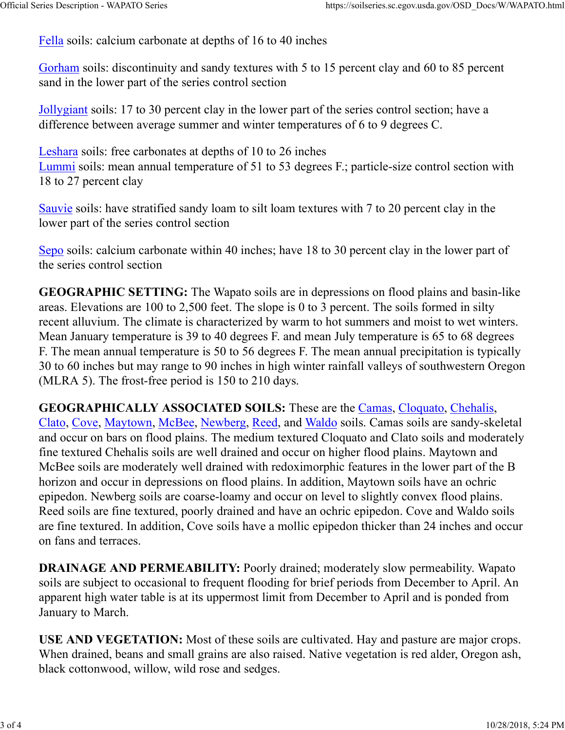Fella soils: calcium carbonate at depths of 16 to 40 inches

Gorham soils: discontinuity and sandy textures with 5 to 15 percent clay and 60 to 85 percent sand in the lower part of the series control section

Jollygiant soils: 17 to 30 percent clay in the lower part of the series control section; have a difference between average summer and winter temperatures of 6 to 9 degrees C.

Leshara soils: free carbonates at depths of 10 to 26 inches
Lummi soils: mean annual temperature of 51 to 53 degrees F.; particle-size control section with 18 to 27 percent clay

Sauvie soils: have stratified sandy loam to silt loam textures with 7 to 20 percent clay in the lower part of the series control section

Sepo soils: calcium carbonate within 40 inches; have 18 to 30 percent clay in the lower part of the series control section

**GEOGRAPHIC SETTING:** The Wapato soils are in depressions on flood plains and basin-like areas. Elevations are 100 to 2,500 feet. The slope is 0 to 3 percent. The soils formed in silty recent alluvium. The climate is characterized by warm to hot summers and moist to wet winters. Mean January temperature is 39 to 40 degrees F. and mean July temperature is 65 to 68 degrees F. The mean annual temperature is 50 to 56 degrees F. The mean annual precipitation is typically 30 to 60 inches but may range to 90 inches in high winter rainfall valleys of southwestern Oregon (MLRA 5). The frost-free period is 150 to 210 days.

**GEOGRAPHICALLY ASSOCIATED SOILS:** These are the Camas, Cloquato, Chehalis, Clato, Cove, Maytown, McBee, Newberg, Reed, and Waldo soils. Camas soils are sandy-skeletal and occur on bars on flood plains. The medium textured Cloquato and Clato soils and moderately fine textured Chehalis soils are well drained and occur on higher flood plains. Maytown and McBee soils are moderately well drained with redoximorphic features in the lower part of the B horizon and occur in depressions on flood plains. In addition, Maytown soils have an ochric epipedon. Newberg soils are coarse-loamy and occur on level to slightly convex flood plains. Reed soils are fine textured, poorly drained and have an ochric epipedon. Cove and Waldo soils are fine textured. In addition, Cove soils have a mollic epipedon thicker than 24 inches and occur on fans and terraces.

**DRAINAGE AND PERMEABILITY:** Poorly drained; moderately slow permeability. Wapato soils are subject to occasional to frequent flooding for brief periods from December to April. An apparent high water table is at its uppermost limit from December to April and is ponded from January to March.

**USE AND VEGETATION:** Most of these soils are cultivated. Hay and pasture are major crops. When drained, beans and small grains are also raised. Native vegetation is red alder, Oregon ash, black cottonwood, willow, wild rose and sedges.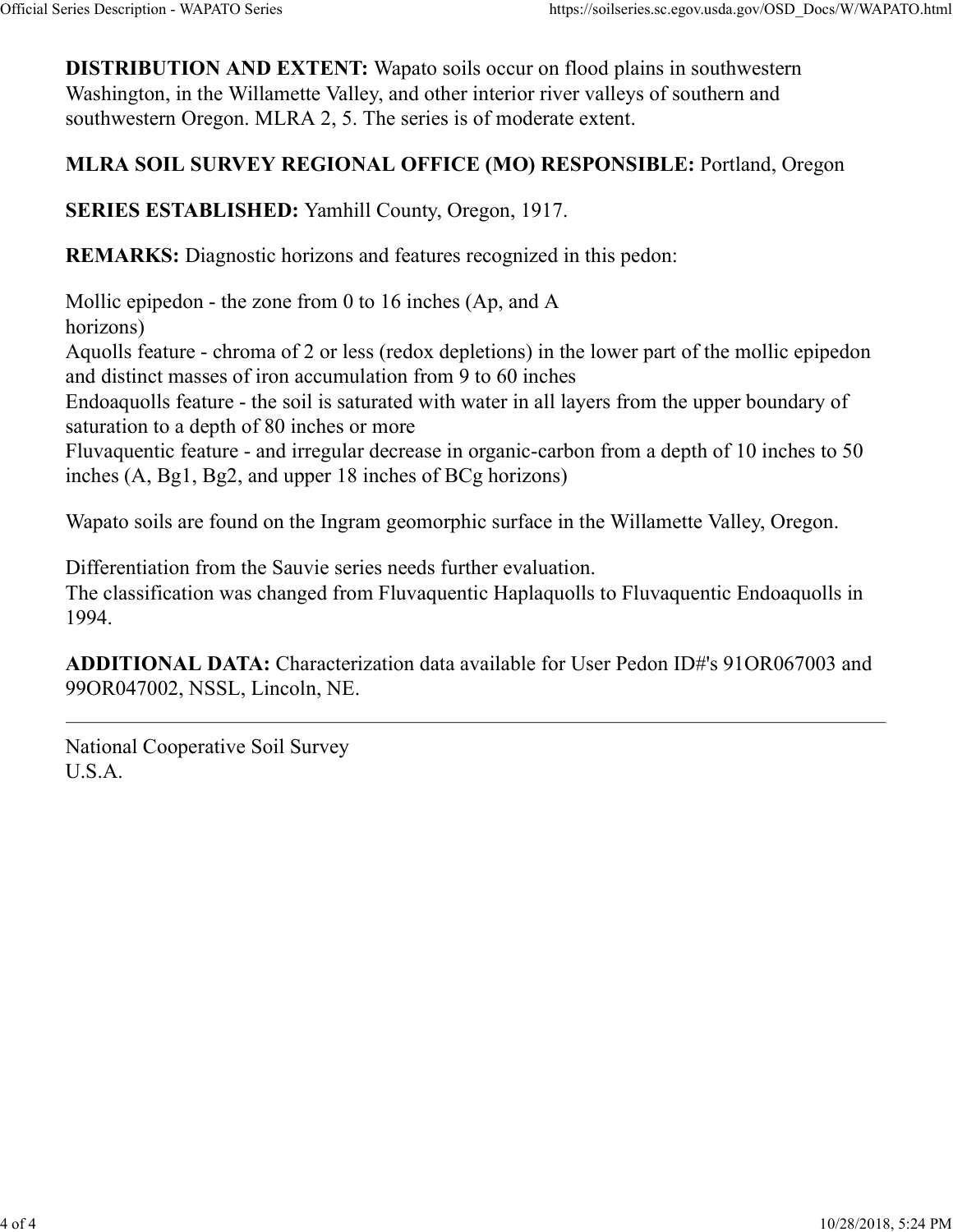**DISTRIBUTION AND EXTENT:** Wapato soils occur on flood plains in southwestern Washington, in the Willamette Valley, and other interior river valleys of southern and southwestern Oregon. MLRA 2, 5. The series is of moderate extent.

**MLRA SOIL SURVEY REGIONAL OFFICE (MO) RESPONSIBLE:** Portland, Oregon

**SERIES ESTABLISHED:** Yamhill County, Oregon, 1917.

**REMARKS:** Diagnostic horizons and features recognized in this pedon:

Mollic epipedon - the zone from 0 to 16 inches (Ap, and A horizons)
Aquolls feature - chroma of 2 or less (redox depletions) in the lower part of the mollic epipedon and distinct masses of iron accumulation from 9 to 60 inches
Endoaquolls feature - the soil is saturated with water in all layers from the upper boundary of saturation to a depth of 80 inches or more
Fluvaquentic feature - and irregular decrease in organic-carbon from a depth of 10 inches to 50 inches (A, Bg1, Bg2, and upper 18 inches of BCg horizons)

Wapato soils are found on the Ingram geomorphic surface in the Willamette Valley, Oregon.

Differentiation from the Sauvie series needs further evaluation.
The classification was changed from Fluvaquentic Haplaquolls to Fluvaquentic Endoaquolls in 1994.

**ADDITIONAL DATA:** Characterization data available for User Pedon ID#'s 91OR067003 and 99OR047002, NSSL, Lincoln, NE.

---

National Cooperative Soil Survey
U.S.A.